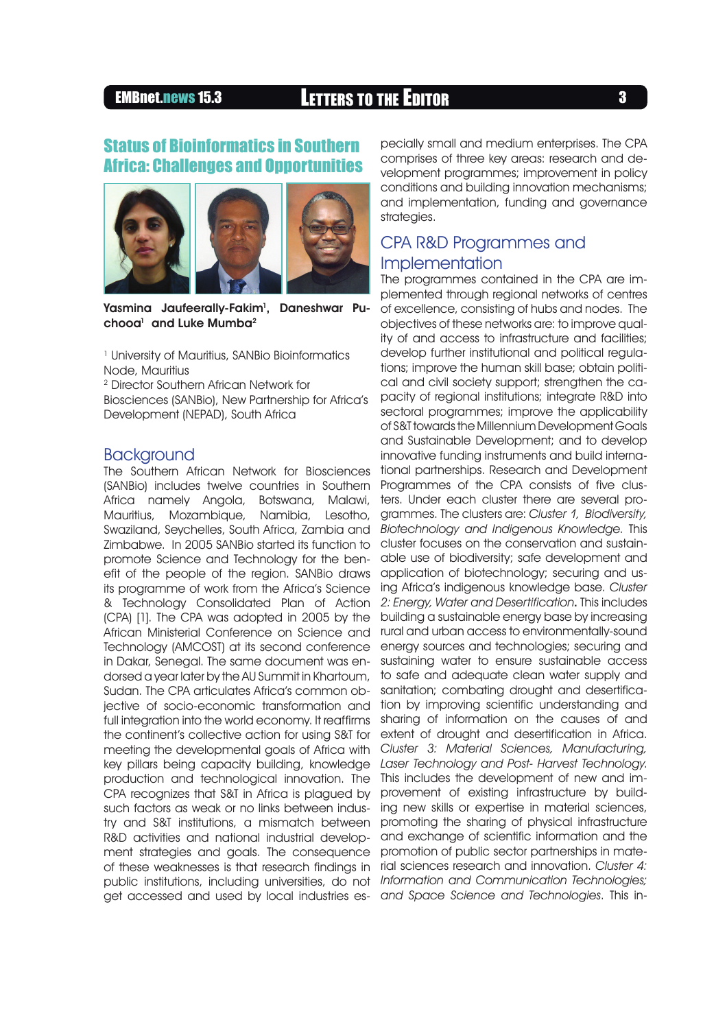# Status of Bioinformatics in Southern Africa: Challenges and Opportunities

**Yasmina Jaufeerally-Fakim[1], Daneshwar Puchooa[1] and Luke Mumba[2]**

[1] University of Mauritius, SANBio Bioinformatics Node, Mauritius
[2] Director Southern African Network for Biosciences (SANBio), New Partnership for Africa's Development (NEPAD), South Africa

## Background

The Southern African Network for Biosciences (SANBio) includes twelve countries in Southern Africa namely Angola, Botswana, Malawi, Mauritius, Mozambique, Namibia, Lesotho, Swaziland, Seychelles, South Africa, Zambia and Zimbabwe. In 2005 SANBio started its function to promote Science and Technology for the benefit of the people of the region. SANBio draws its programme of work from the Africa's Science & Technology Consolidated Plan of Action (CPA) [1]. The CPA was adopted in 2005 by the African Ministerial Conference on Science and Technology (AMCOST) at its second conference in Dakar, Senegal. The same document was endorsed a year later by the AU Summit in Khartoum, Sudan. The CPA articulates Africa's common objective of socio-economic transformation and full integration into the world economy. It reaffirms the continent's collective action for using S&T for meeting the developmental goals of Africa with key pillars being capacity building, knowledge production and technological innovation. The CPA recognizes that S&T in Africa is plagued by such factors as weak or no links between industry and S&T institutions, a mismatch between R&D activities and national industrial development strategies and goals. The consequence of these weaknesses is that research findings in public institutions, including universities, do not get accessed and used by local industries especially small and medium enterprises. The CPA comprises of three key areas: research and development programmes; improvement in policy conditions and building innovation mechanisms; and implementation, funding and governance strategies.

## CPA R&D Programmes and Implementation

The programmes contained in the CPA are implemented through regional networks of centres of excellence, consisting of hubs and nodes. The objectives of these networks are: to improve quality of and access to infrastructure and facilities; develop further institutional and political regulations; improve the human skill base; obtain political and civil society support; strengthen the capacity of regional institutions; integrate R&D into sectoral programmes; improve the applicability of S&T towards the Millennium Development Goals and Sustainable Development; and to develop innovative funding instruments and build international partnerships. Research and Development Programmes of the CPA consists of five clusters. Under each cluster there are several programmes. The clusters are: *Cluster 1, Biodiversity, Biotechnology and Indigenous Knowledge*. This cluster focuses on the conservation and sustainable use of biodiversity; safe development and application of biotechnology; securing and using Africa's indigenous knowledge base. *Cluster 2: Energy, Water and Desertification*. This includes building a sustainable energy base by increasing rural and urban access to environmentally-sound energy sources and technologies; securing and sustaining water to ensure sustainable access to safe and adequate clean water supply and sanitation; combating drought and desertification by improving scientific understanding and sharing of information on the causes of and extent of drought and desertification in Africa. *Cluster 3: Material Sciences, Manufacturing, Laser Technology and Post- Harvest Technology.* This includes the development of new and improvement of existing infrastructure by building new skills or expertise in material sciences, promoting the sharing of physical infrastructure and exchange of scientific information and the promotion of public sector partnerships in material sciences research and innovation. *Cluster 4: Information and Communication Technologies; and Space Science and Technologies*. This in-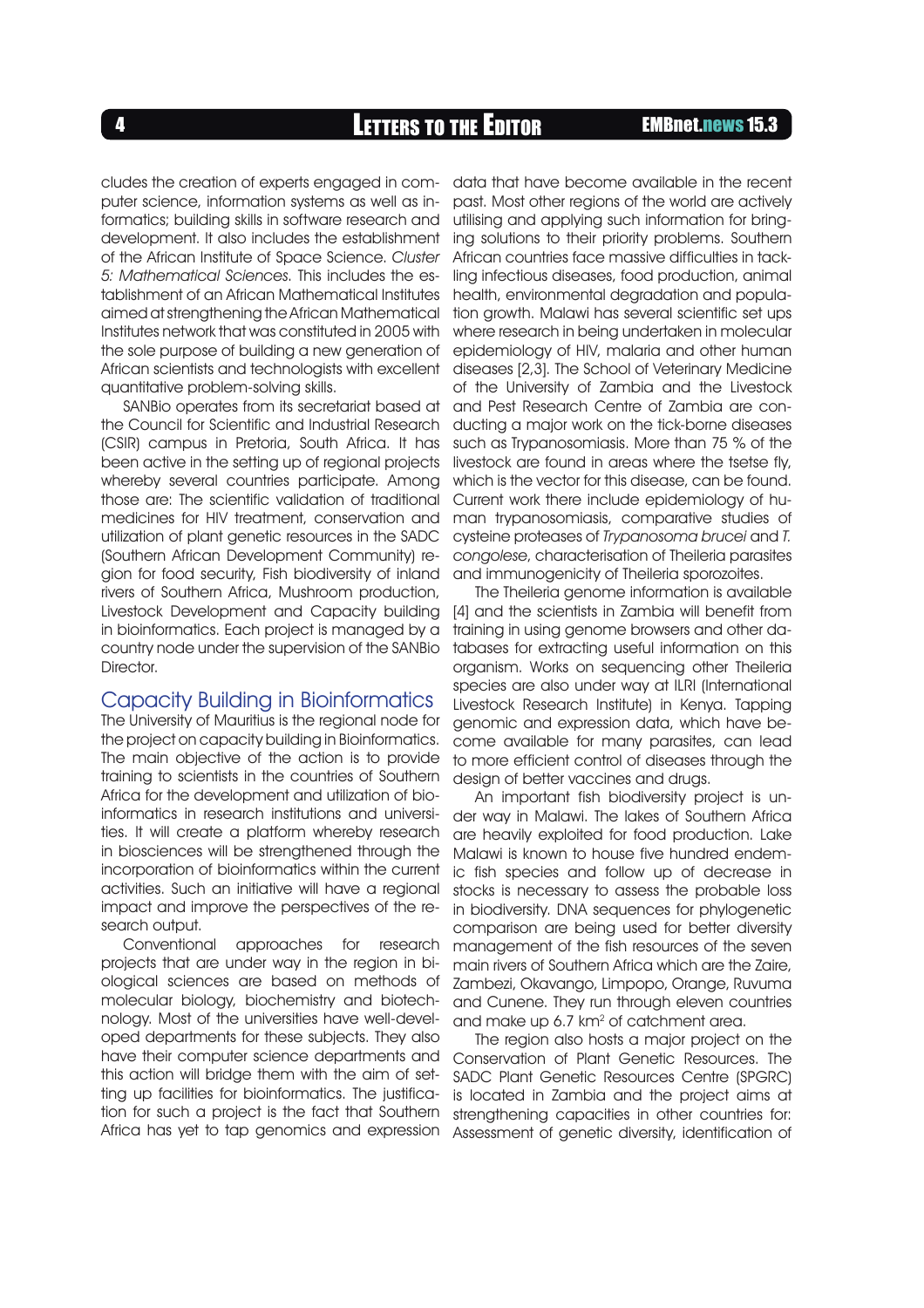cludes the creation of experts engaged in computer science, information systems as well as informatics; building skills in software research and development. It also includes the establishment of the African Institute of Space Science. *Cluster 5: Mathematical Sciences*. This includes the establishment of an African Mathematical Institutes aimed at strengthening the African Mathematical Institutes network that was constituted in 2005 with the sole purpose of building a new generation of African scientists and technologists with excellent quantitative problem-solving skills.

SANBio operates from its secretariat based at the Council for Scientific and Industrial Research (CSIR) campus in Pretoria, South Africa. It has been active in the setting up of regional projects whereby several countries participate. Among those are: The scientific validation of traditional medicines for HIV treatment, conservation and utilization of plant genetic resources in the SADC (Southern African Development Community) region for food security, Fish biodiversity of inland rivers of Southern Africa, Mushroom production, Livestock Development and Capacity building in bioinformatics. Each project is managed by a country node under the supervision of the SANBio Director.

## Capacity Building in Bioinformatics

The University of Mauritius is the regional node for the project on capacity building in Bioinformatics. The main objective of the action is to provide training to scientists in the countries of Southern Africa for the development and utilization of bioinformatics in research institutions and universities. It will create a platform whereby research in biosciences will be strengthened through the incorporation of bioinformatics within the current activities. Such an initiative will have a regional impact and improve the perspectives of the research output.

Conventional approaches for research projects that are under way in the region in biological sciences are based on methods of molecular biology, biochemistry and biotechnology. Most of the universities have well-developed departments for these subjects. They also have their computer science departments and this action will bridge them with the aim of setting up facilities for bioinformatics. The justification for such a project is the fact that Southern Africa has yet to tap genomics and expression data that have become available in the recent past. Most other regions of the world are actively utilising and applying such information for bringing solutions to their priority problems. Southern African countries face massive difficulties in tackling infectious diseases, food production, animal health, environmental degradation and population growth. Malawi has several scientific set ups where research in being undertaken in molecular epidemiology of HIV, malaria and other human diseases [2,3]. The School of Veterinary Medicine of the University of Zambia and the Livestock and Pest Research Centre of Zambia are conducting a major work on the tick-borne diseases such as Trypanosomiasis. More than 75 % of the livestock are found in areas where the tsetse fly, which is the vector for this disease, can be found. Current work there include epidemiology of human trypanosomiasis, comparative studies of cysteine proteases of *Trypanosoma brucei* and *T. congolese*, characterisation of Theileria parasites and immunogenicity of Theileria sporozoites.

The Theileria genome information is available [4] and the scientists in Zambia will benefit from training in using genome browsers and other databases for extracting useful information on this organism. Works on sequencing other Theileria species are also under way at ILRI (International Livestock Research Institute) in Kenya. Tapping genomic and expression data, which have become available for many parasites, can lead to more efficient control of diseases through the design of better vaccines and drugs.

An important fish biodiversity project is under way in Malawi. The lakes of Southern Africa are heavily exploited for food production. Lake Malawi is known to house five hundred endemic fish species and follow up of decrease in stocks is necessary to assess the probable loss in biodiversity. DNA sequences for phylogenetic comparison are being used for better diversity management of the fish resources of the seven main rivers of Southern Africa which are the Zaire, Zambezi, Okavango, Limpopo, Orange, Ruvuma and Cunene. They run through eleven countries and make up 6.7 $km^2$ of catchment area.

The region also hosts a major project on the Conservation of Plant Genetic Resources. The SADC Plant Genetic Resources Centre (SPGRC) is located in Zambia and the project aims at strengthening capacities in other countries for: Assessment of genetic diversity, identification of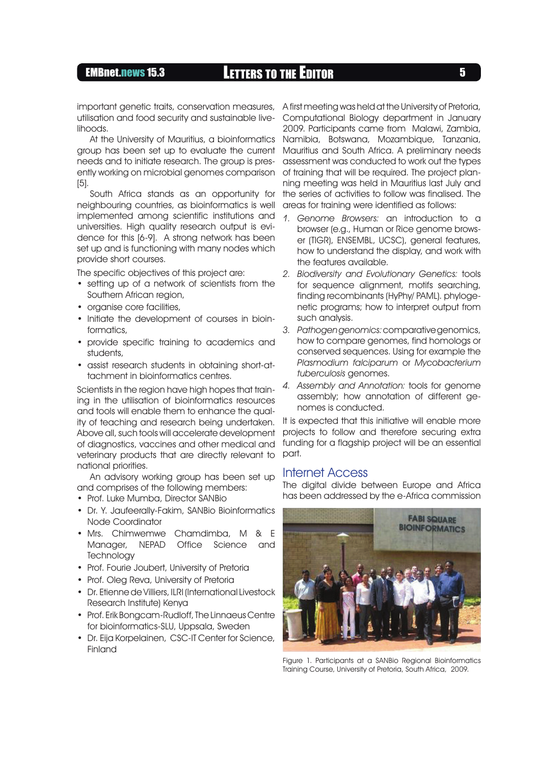important genetic traits, conservation measures, utilisation and food security and sustainable livelihoods.

At the University of Mauritius, a bioinformatics group has been set up to evaluate the current needs and to initiate research. The group is presently working on microbial genomes comparison [5].

South Africa stands as an opportunity for neighbouring countries, as bioinformatics is well implemented among scientific institutions and universities. High quality research output is evidence for this [6-9]. A strong network has been set up and is functioning with many nodes which provide short courses.

The specific objectives of this project are:

- setting up of a network of scientists from the Southern African region,
- organise core facilities,
- Initiate the development of courses in bioinformatics,
- provide specific training to academics and students,
- assist research students in obtaining short-attachment in bioinformatics centres.

Scientists in the region have high hopes that training in the utilisation of bioinformatics resources and tools will enable them to enhance the quality of teaching and research being undertaken. Above all, such tools will accelerate development of diagnostics, vaccines and other medical and veterinary products that are directly relevant to national priorities.

An advisory working group has been set up and comprises of the following members:

- Prof. Luke Mumba, Director SANBio
- Dr. Y. Jaufeerally-Fakim, SANBio Bioinformatics Node Coordinator
- Mrs. Chimwemwe Chamdimba, M & E Manager, NEPAD Office Science and Technology
- Prof. Fourie Joubert, University of Pretoria
- Prof. Oleg Reva, University of Pretoria
- Dr. Etienne de Villiers, ILRI (International Livestock Research Institute) Kenya
- Prof. Erik Bongcam-Rudloff, The Linnaeus Centre for bioinformatics-SLU, Uppsala, Sweden
- Dr. Eija Korpelainen, CSC-IT Center for Science, Finland

A first meeting was held at the University of Pretoria, Computational Biology department in January 2009. Participants came from Malawi, Zambia, Namibia, Botswana, Mozambique, Tanzania, Mauritius and South Africa. A preliminary needs assessment was conducted to work out the types of training that will be required. The project planning meeting was held in Mauritius last July and the series of activities to follow was finalised. The areas for training were identified as follows:

1. *Genome Browsers:* an introduction to a browser (e.g., Human or Rice genome browser (TIGR), ENSEMBL, UCSC), general features, how to understand the display, and work with the features available.
2. *Biodiversity and Evolutionary Genetics:* tools for sequence alignment, motifs searching, finding recombinants (HyPhy/ PAML). phylogenetic programs; how to interpret output from such analysis.
3. *Pathogen genomics:* comparative genomics, how to compare genomes, find homologs or conserved sequences. Using for example the *Plasmodium falciparum* or *Mycobacterium tuberculosis* genomes.
4. *Assembly and Annotation:* tools for genome assembly; how annotation of different genomes is conducted.

It is expected that this initiative will enable more projects to follow and therefore securing extra funding for a flagship project will be an essential part.

## Internet Access

The digital divide between Europe and Africa has been addressed by the e-Africa commission

Figure 1. Participants at a SANBio Regional Bioinformatics Training Course, University of Pretoria, South Africa, 2009.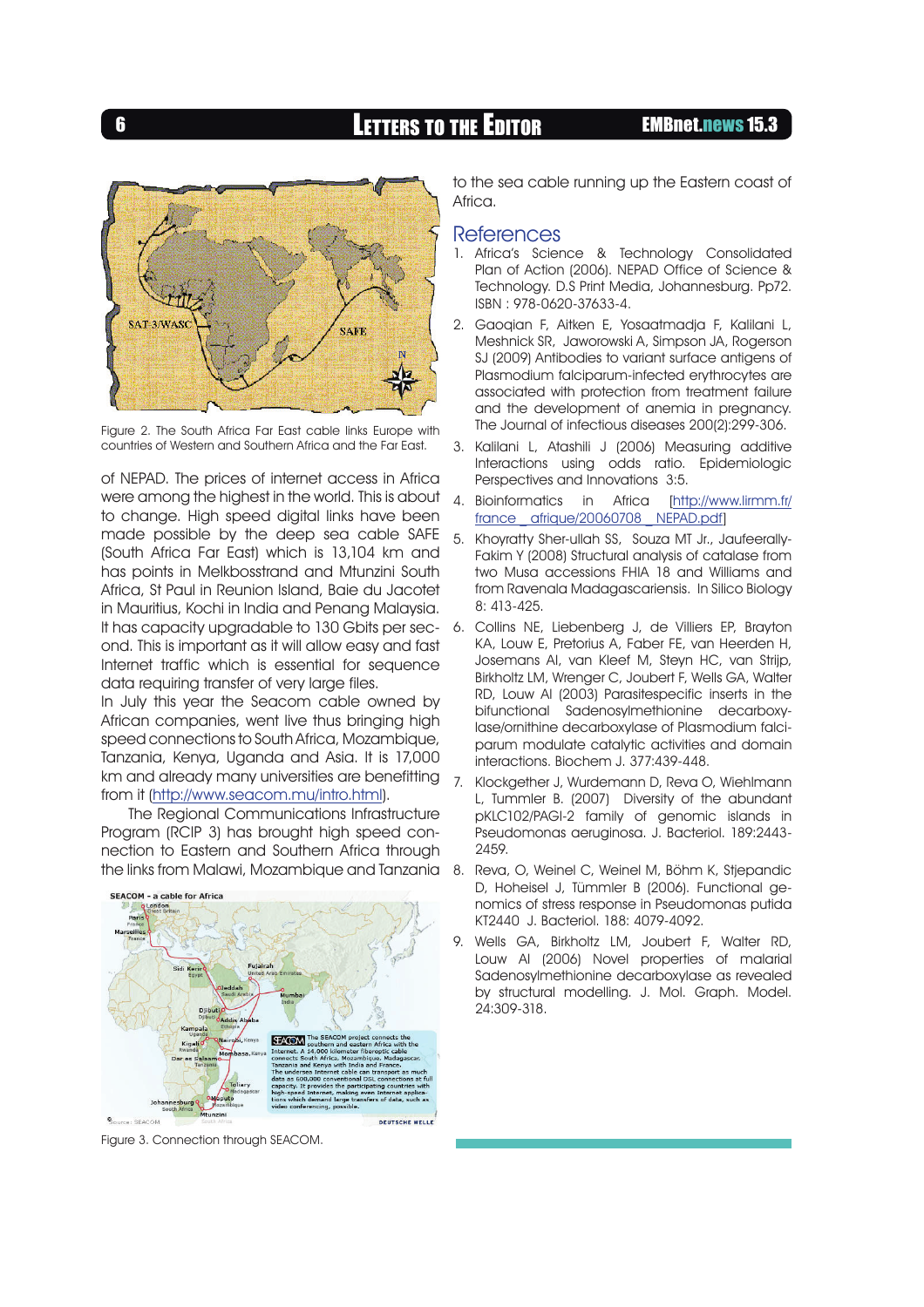Figure 2. The South Africa Far East cable links Europe with countries of Western and Southern Africa and the Far East.

of NEPAD. The prices of internet access in Africa were among the highest in the world. This is about to change. High speed digital links have been made possible by the deep sea cable SAFE (South Africa Far East) which is 13,104 km and has points in Melkbosstrand and Mtunzini South Africa, St Paul in Reunion Island, Baie du Jacotet in Mauritius, Kochi in India and Penang Malaysia. It has capacity upgradable to 130 Gbits per second. This is important as it will allow easy and fast Internet traffic which is essential for sequence data requiring transfer of very large files.

In July this year the Seacom cable owned by African companies, went live thus bringing high speed connections to South Africa, Mozambique, Tanzania, Kenya, Uganda and Asia. It is 17,000 km and already many universities are benefitting from it (http://www.seacom.mu/intro.html).

The Regional Communications Infrastructure Program (RCIP 3) has brought high speed connection to Eastern and Southern Africa through the links from Malawi, Mozambique and Tanzania to the sea cable running up the Eastern coast of Africa.

Figure 3. Connection through SEACOM.

## References

1. Africa's Science & Technology Consolidated Plan of Action (2006). NEPAD Office of Science & Technology. D.S Print Media, Johannesburg. Pp72. ISBN : 978-0620-37633-4.
2. Gaoqian F, Aitken E, Yosaatmadja F, Kalilani L, Meshnick SR, Jaworowski A, Simpson JA, Rogerson SJ (2009) Antibodies to variant surface antigens of Plasmodium falciparum-infected erythrocytes are associated with protection from treatment failure and the development of anemia in pregnancy. The Journal of infectious diseases 200(2):299-306.
3. Kalilani L, Atashili J (2006) Measuring additive Interactions using odds ratio. Epidemiologic Perspectives and Innovations 3:5.
4. Bioinformatics in Africa [http://www.lirmm.fr/france_afrique/20060708_NEPAD.pdf]
5. Khoyratty Sher-ullah SS, Souza MT Jr., Jaufeerally-Fakim Y (2008) Structural analysis of catalase from two Musa accessions FHIA 18 and Williams and from Ravenala Madagascariensis. In Silico Biology 8: 413-425.
6. Collins NE, Liebenberg J, de Villiers EP, Brayton KA, Louw E, Pretorius A, Faber FE, van Heerden H, Josemans AI, van Kleef M, Steyn HC, van Strijp, Birkholtz LM, Wrenger C, Joubert F, Wells GA, Walter RD, Louw AI (2003) Parasitespecific inserts in the bifunctional Sadenosylmethionine decarboxylase/ornithine decarboxylase of Plasmodium falciparum modulate catalytic activities and domain interactions. Biochem J. 377:439-448.
7. Klockgether J, Wurdemann D, Reva O, Wiehlmann L, Tummler B. (2007) Diversity of the abundant pKLC102/PAGI-2 family of genomic islands in Pseudomonas aeruginosa. J. Bacteriol. 189:2443-2459.
8. Reva, O, Weinel C, Weinel M, Böhm K, Stjepandic D, Hoheisel J, Tümmler B (2006). Functional genomics of stress response in Pseudomonas putida KT2440 J. Bacteriol. 188: 4079-4092.
9. Wells GA, Birkholtz LM, Joubert F, Walter RD, Louw AI (2006) Novel properties of malarial Sadenosylmethionine decarboxylase as revealed by structural modelling. J. Mol. Graph. Model. 24:309-318.